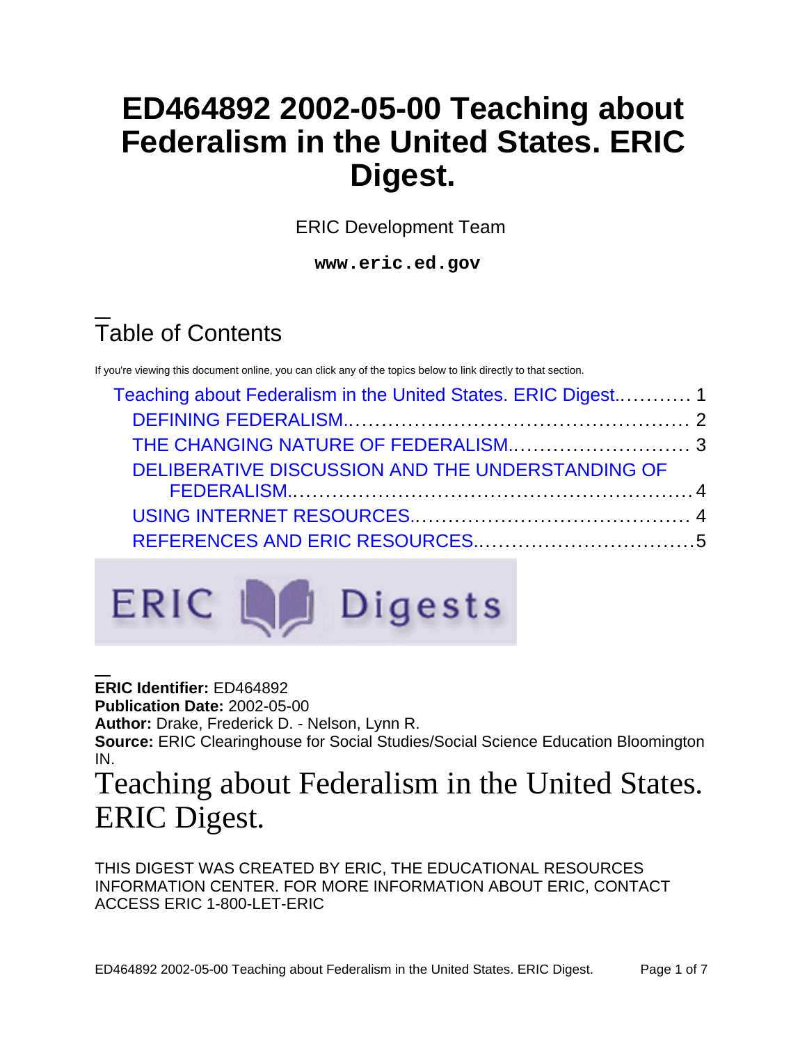# ED464892 2002-05-00 Teaching about Federalism in the United States. ERIC Digest.

ERIC Development Team

**www.eric.ed.gov**

## Table of Contents

If you're viewing this document online, you can click any of the topics below to link directly to that section.

- Teaching about Federalism in the United States. ERIC Digest............ 1
  - DEFINING FEDERALISM..................................................... 2
  - THE CHANGING NATURE OF FEDERALISM........................... 3
  - DELIBERATIVE DISCUSSION AND THE UNDERSTANDING OF FEDERALISM.............................................................. 4
  - USING INTERNET RESOURCES.......................................... 4
  - REFERENCES AND ERIC RESOURCES.................................5

ERIC Digests

**ERIC Identifier:** ED464892
**Publication Date:** 2002-05-00
**Author:** Drake, Frederick D. - Nelson, Lynn R.
**Source:** ERIC Clearinghouse for Social Studies/Social Science Education Bloomington IN.

# Teaching about Federalism in the United States. ERIC Digest.

THIS DIGEST WAS CREATED BY ERIC, THE EDUCATIONAL RESOURCES INFORMATION CENTER. FOR MORE INFORMATION ABOUT ERIC, CONTACT ACCESS ERIC 1-800-LET-ERIC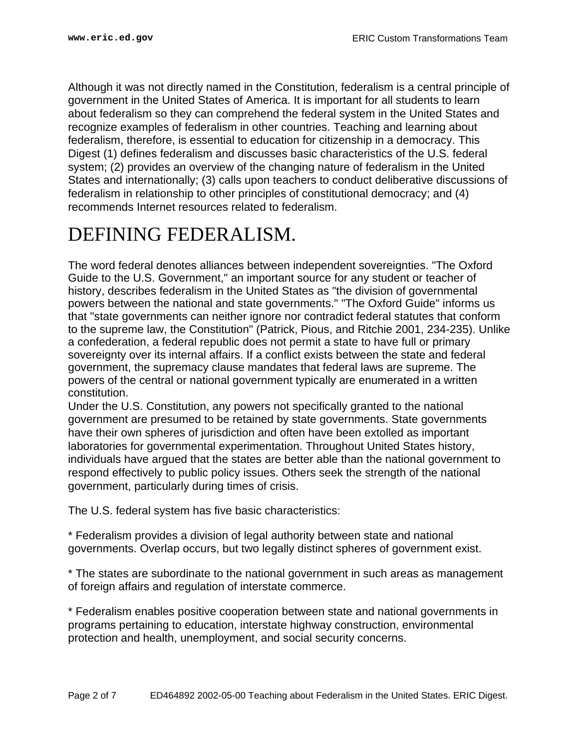Although it was not directly named in the Constitution, federalism is a central principle of government in the United States of America. It is important for all students to learn about federalism so they can comprehend the federal system in the United States and recognize examples of federalism in other countries. Teaching and learning about federalism, therefore, is essential to education for citizenship in a democracy. This Digest (1) defines federalism and discusses basic characteristics of the U.S. federal system; (2) provides an overview of the changing nature of federalism in the United States and internationally; (3) calls upon teachers to conduct deliberative discussions of federalism in relationship to other principles of constitutional democracy; and (4) recommends Internet resources related to federalism.

# DEFINING FEDERALISM.

The word federal denotes alliances between independent sovereignties. "The Oxford Guide to the U.S. Government," an important source for any student or teacher of history, describes federalism in the United States as "the division of governmental powers between the national and state governments." "The Oxford Guide" informs us that "state governments can neither ignore nor contradict federal statutes that conform to the supreme law, the Constitution" (Patrick, Pious, and Ritchie 2001, 234-235). Unlike a confederation, a federal republic does not permit a state to have full or primary sovereignty over its internal affairs. If a conflict exists between the state and federal government, the supremacy clause mandates that federal laws are supreme. The powers of the central or national government typically are enumerated in a written constitution.

Under the U.S. Constitution, any powers not specifically granted to the national government are presumed to be retained by state governments. State governments have their own spheres of jurisdiction and often have been extolled as important laboratories for governmental experimentation. Throughout United States history, individuals have argued that the states are better able than the national government to respond effectively to public policy issues. Others seek the strength of the national government, particularly during times of crisis.

The U.S. federal system has five basic characteristics:

* Federalism provides a division of legal authority between state and national governments. Overlap occurs, but two legally distinct spheres of government exist.

* The states are subordinate to the national government in such areas as management of foreign affairs and regulation of interstate commerce.

* Federalism enables positive cooperation between state and national governments in programs pertaining to education, interstate highway construction, environmental protection and health, unemployment, and social security concerns.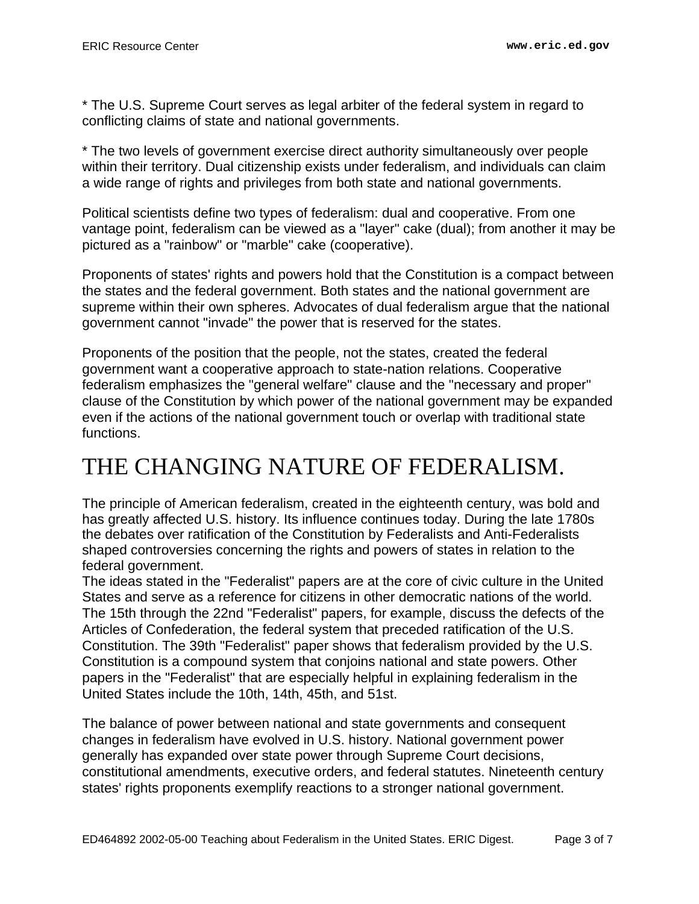* The U.S. Supreme Court serves as legal arbiter of the federal system in regard to conflicting claims of state and national governments.

* The two levels of government exercise direct authority simultaneously over people within their territory. Dual citizenship exists under federalism, and individuals can claim a wide range of rights and privileges from both state and national governments.

Political scientists define two types of federalism: dual and cooperative. From one vantage point, federalism can be viewed as a "layer" cake (dual); from another it may be pictured as a "rainbow" or "marble" cake (cooperative).

Proponents of states' rights and powers hold that the Constitution is a compact between the states and the federal government. Both states and the national government are supreme within their own spheres. Advocates of dual federalism argue that the national government cannot "invade" the power that is reserved for the states.

Proponents of the position that the people, not the states, created the federal government want a cooperative approach to state-nation relations. Cooperative federalism emphasizes the "general welfare" clause and the "necessary and proper" clause of the Constitution by which power of the national government may be expanded even if the actions of the national government touch or overlap with traditional state functions.

# THE CHANGING NATURE OF FEDERALISM.

The principle of American federalism, created in the eighteenth century, was bold and has greatly affected U.S. history. Its influence continues today. During the late 1780s the debates over ratification of the Constitution by Federalists and Anti-Federalists shaped controversies concerning the rights and powers of states in relation to the federal government.

The ideas stated in the "Federalist" papers are at the core of civic culture in the United States and serve as a reference for citizens in other democratic nations of the world. The 15th through the 22nd "Federalist" papers, for example, discuss the defects of the Articles of Confederation, the federal system that preceded ratification of the U.S. Constitution. The 39th "Federalist" paper shows that federalism provided by the U.S. Constitution is a compound system that conjoins national and state powers. Other papers in the "Federalist" that are especially helpful in explaining federalism in the United States include the 10th, 14th, 45th, and 51st.

The balance of power between national and state governments and consequent changes in federalism have evolved in U.S. history. National government power generally has expanded over state power through Supreme Court decisions, constitutional amendments, executive orders, and federal statutes. Nineteenth century states' rights proponents exemplify reactions to a stronger national government.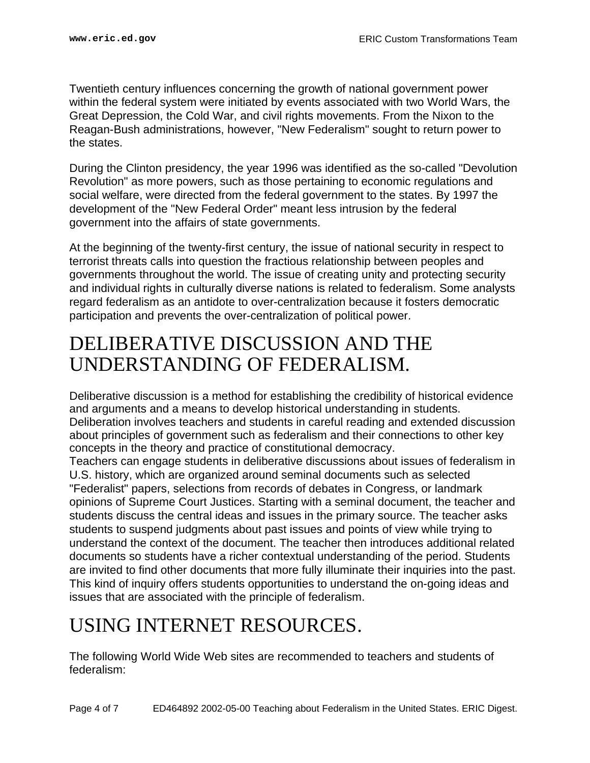Twentieth century influences concerning the growth of national government power within the federal system were initiated by events associated with two World Wars, the Great Depression, the Cold War, and civil rights movements. From the Nixon to the Reagan-Bush administrations, however, "New Federalism" sought to return power to the states.

During the Clinton presidency, the year 1996 was identified as the so-called "Devolution Revolution" as more powers, such as those pertaining to economic regulations and social welfare, were directed from the federal government to the states. By 1997 the development of the "New Federal Order" meant less intrusion by the federal government into the affairs of state governments.

At the beginning of the twenty-first century, the issue of national security in respect to terrorist threats calls into question the fractious relationship between peoples and governments throughout the world. The issue of creating unity and protecting security and individual rights in culturally diverse nations is related to federalism. Some analysts regard federalism as an antidote to over-centralization because it fosters democratic participation and prevents the over-centralization of political power.

## DELIBERATIVE DISCUSSION AND THE UNDERSTANDING OF FEDERALISM.

Deliberative discussion is a method for establishing the credibility of historical evidence and arguments and a means to develop historical understanding in students. Deliberation involves teachers and students in careful reading and extended discussion about principles of government such as federalism and their connections to other key concepts in the theory and practice of constitutional democracy.
Teachers can engage students in deliberative discussions about issues of federalism in U.S. history, which are organized around seminal documents such as selected "Federalist" papers, selections from records of debates in Congress, or landmark opinions of Supreme Court Justices. Starting with a seminal document, the teacher and students discuss the central ideas and issues in the primary source. The teacher asks students to suspend judgments about past issues and points of view while trying to understand the context of the document. The teacher then introduces additional related documents so students have a richer contextual understanding of the period. Students are invited to find other documents that more fully illuminate their inquiries into the past. This kind of inquiry offers students opportunities to understand the on-going ideas and issues that are associated with the principle of federalism.

## USING INTERNET RESOURCES.

The following World Wide Web sites are recommended to teachers and students of federalism: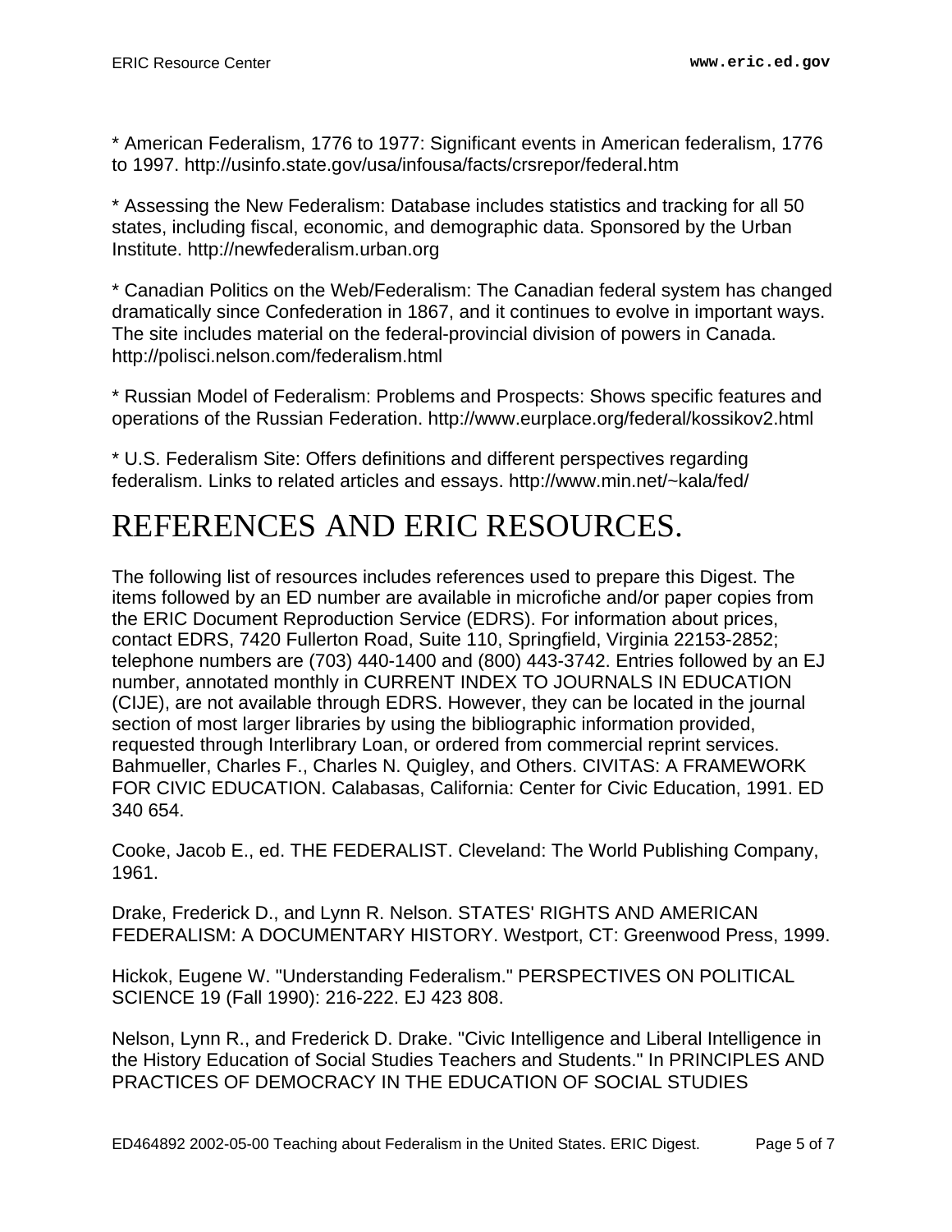* American Federalism, 1776 to 1977: Significant events in American federalism, 1776 to 1997. http://usinfo.state.gov/usa/infousa/facts/crsrepor/federal.htm

* Assessing the New Federalism: Database includes statistics and tracking for all 50 states, including fiscal, economic, and demographic data. Sponsored by the Urban Institute. http://newfederalism.urban.org

* Canadian Politics on the Web/Federalism: The Canadian federal system has changed dramatically since Confederation in 1867, and it continues to evolve in important ways. The site includes material on the federal-provincial division of powers in Canada. http://polisci.nelson.com/federalism.html

* Russian Model of Federalism: Problems and Prospects: Shows specific features and operations of the Russian Federation. http://www.eurplace.org/federal/kossikov2.html

* U.S. Federalism Site: Offers definitions and different perspectives regarding federalism. Links to related articles and essays. http://www.min.net/~kala/fed/

# REFERENCES AND ERIC RESOURCES.

The following list of resources includes references used to prepare this Digest. The items followed by an ED number are available in microfiche and/or paper copies from the ERIC Document Reproduction Service (EDRS). For information about prices, contact EDRS, 7420 Fullerton Road, Suite 110, Springfield, Virginia 22153-2852; telephone numbers are (703) 440-1400 and (800) 443-3742. Entries followed by an EJ number, annotated monthly in CURRENT INDEX TO JOURNALS IN EDUCATION (CIJE), are not available through EDRS. However, they can be located in the journal section of most larger libraries by using the bibliographic information provided, requested through Interlibrary Loan, or ordered from commercial reprint services. Bahmueller, Charles F., Charles N. Quigley, and Others. CIVITAS: A FRAMEWORK FOR CIVIC EDUCATION. Calabasas, California: Center for Civic Education, 1991. ED 340 654.

Cooke, Jacob E., ed. THE FEDERALIST. Cleveland: The World Publishing Company, 1961.

Drake, Frederick D., and Lynn R. Nelson. STATES' RIGHTS AND AMERICAN FEDERALISM: A DOCUMENTARY HISTORY. Westport, CT: Greenwood Press, 1999.

Hickok, Eugene W. "Understanding Federalism." PERSPECTIVES ON POLITICAL SCIENCE 19 (Fall 1990): 216-222. EJ 423 808.

Nelson, Lynn R., and Frederick D. Drake. "Civic Intelligence and Liberal Intelligence in the History Education of Social Studies Teachers and Students." In PRINCIPLES AND PRACTICES OF DEMOCRACY IN THE EDUCATION OF SOCIAL STUDIES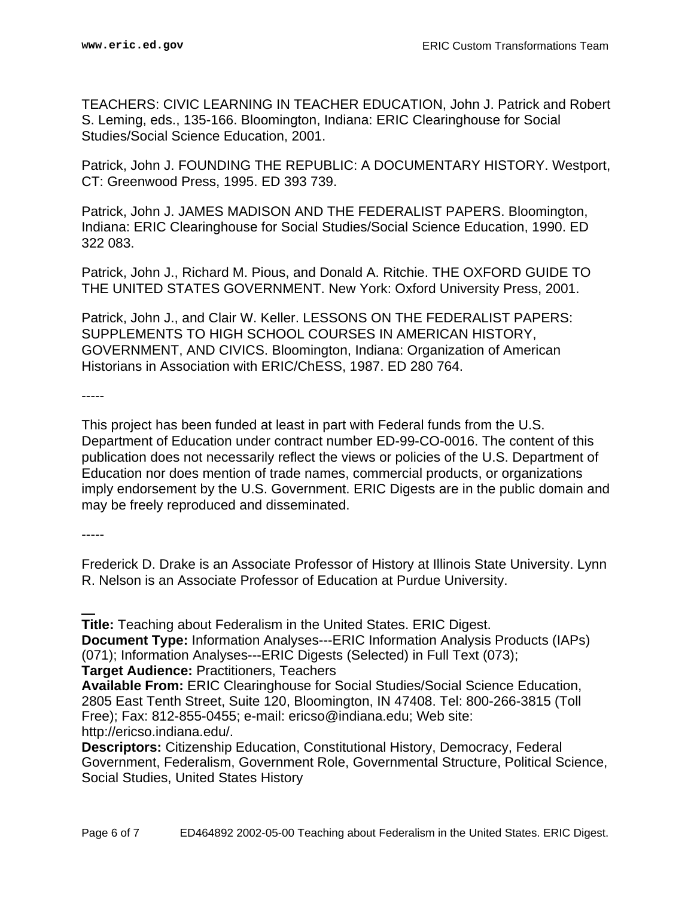TEACHERS: CIVIC LEARNING IN TEACHER EDUCATION, John J. Patrick and Robert S. Leming, eds., 135-166. Bloomington, Indiana: ERIC Clearinghouse for Social Studies/Social Science Education, 2001.

Patrick, John J. FOUNDING THE REPUBLIC: A DOCUMENTARY HISTORY. Westport, CT: Greenwood Press, 1995. ED 393 739.

Patrick, John J. JAMES MADISON AND THE FEDERALIST PAPERS. Bloomington, Indiana: ERIC Clearinghouse for Social Studies/Social Science Education, 1990. ED 322 083.

Patrick, John J., Richard M. Pious, and Donald A. Ritchie. THE OXFORD GUIDE TO THE UNITED STATES GOVERNMENT. New York: Oxford University Press, 2001.

Patrick, John J., and Clair W. Keller. LESSONS ON THE FEDERALIST PAPERS: SUPPLEMENTS TO HIGH SCHOOL COURSES IN AMERICAN HISTORY, GOVERNMENT, AND CIVICS. Bloomington, Indiana: Organization of American Historians in Association with ERIC/ChESS, 1987. ED 280 764.

-----

This project has been funded at least in part with Federal funds from the U.S. Department of Education under contract number ED-99-CO-0016. The content of this publication does not necessarily reflect the views or policies of the U.S. Department of Education nor does mention of trade names, commercial products, or organizations imply endorsement by the U.S. Government. ERIC Digests are in the public domain and may be freely reproduced and disseminated.

-----

Frederick D. Drake is an Associate Professor of History at Illinois State University. Lynn R. Nelson is an Associate Professor of Education at Purdue University.

**Title:** Teaching about Federalism in the United States. ERIC Digest.
**Document Type:** Information Analyses---ERIC Information Analysis Products (IAPs) (071); Information Analyses---ERIC Digests (Selected) in Full Text (073);
**Target Audience:** Practitioners, Teachers
**Available From:** ERIC Clearinghouse for Social Studies/Social Science Education, 2805 East Tenth Street, Suite 120, Bloomington, IN 47408. Tel: 800-266-3815 (Toll Free); Fax: 812-855-0455; e-mail: ericso@indiana.edu; Web site: http://ericso.indiana.edu/.
**Descriptors:** Citizenship Education, Constitutional History, Democracy, Federal Government, Federalism, Government Role, Governmental Structure, Political Science, Social Studies, United States History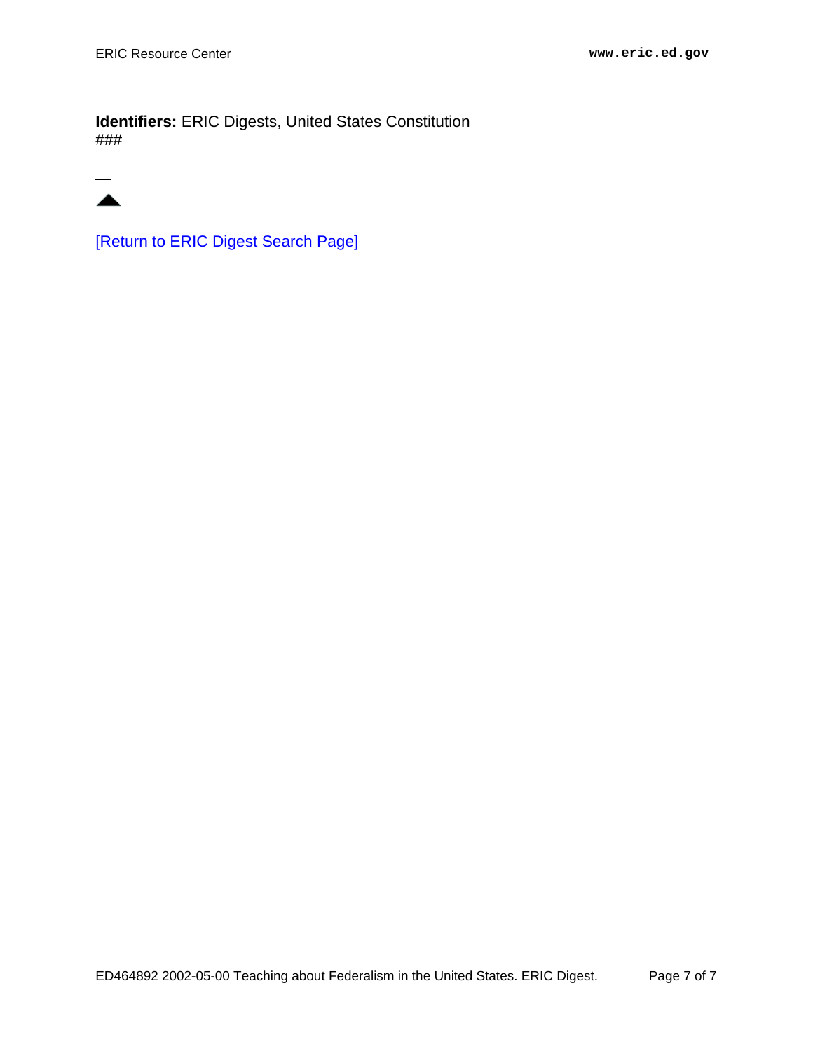**Identifiers:** ERIC Digests, United States Constitution
###

[Return to ERIC Digest Search Page]